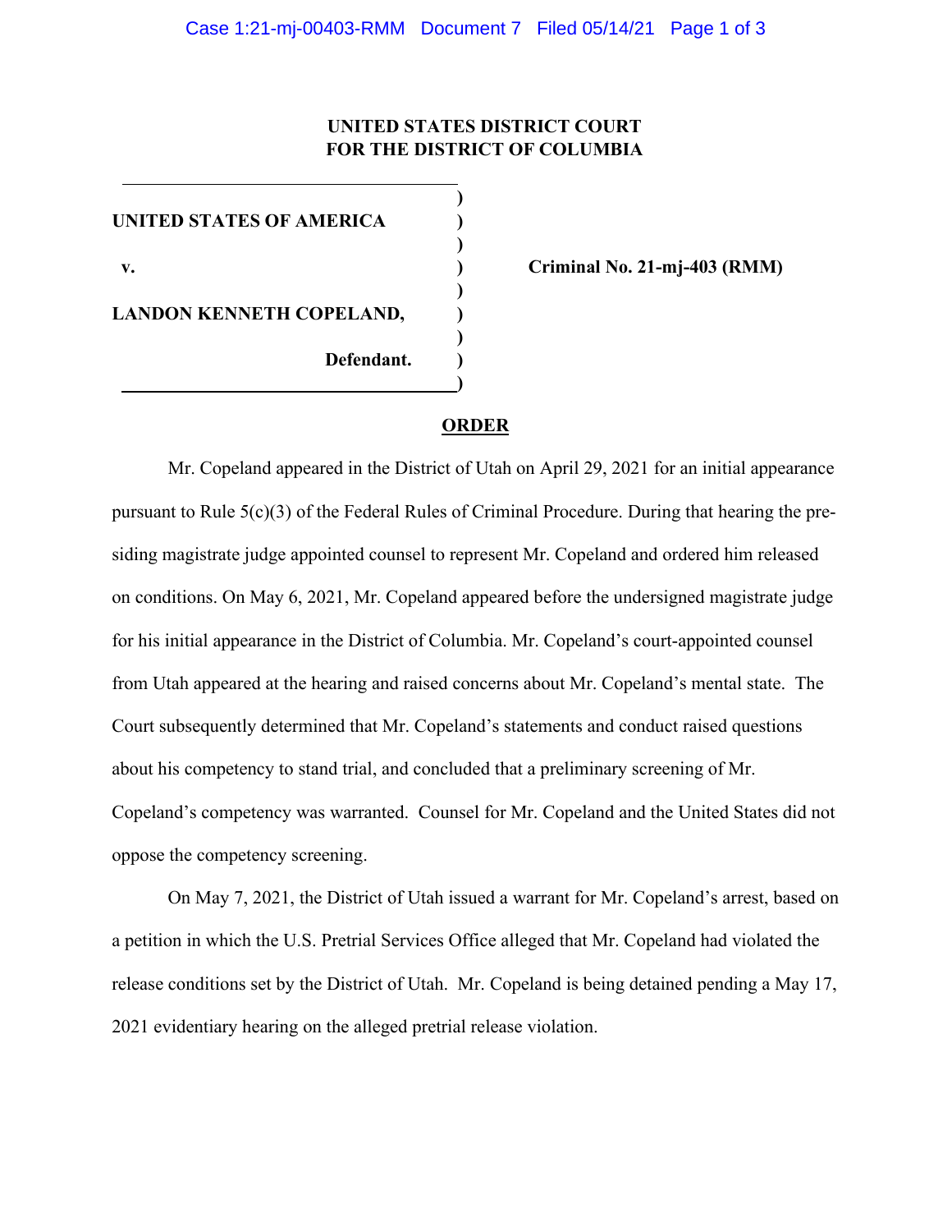**UNITED STATES DISTRICT COURT**
**FOR THE DISTRICT OF COLUMBIA**

| | |
|---|---|
| **UNITED STATES OF AMERICA** | |
| **v.** | **Criminal No. 21-mj-403 (RMM)** |
| **LANDON KENNETH COPELAND,** | |
| **Defendant.** | |

## ORDER

Mr. Copeland appeared in the District of Utah on April 29, 2021 for an initial appearance pursuant to Rule 5(c)(3) of the Federal Rules of Criminal Procedure. During that hearing the presiding magistrate judge appointed counsel to represent Mr. Copeland and ordered him released on conditions. On May 6, 2021, Mr. Copeland appeared before the undersigned magistrate judge for his initial appearance in the District of Columbia. Mr. Copeland's court-appointed counsel from Utah appeared at the hearing and raised concerns about Mr. Copeland's mental state. The Court subsequently determined that Mr. Copeland's statements and conduct raised questions about his competency to stand trial, and concluded that a preliminary screening of Mr. Copeland's competency was warranted. Counsel for Mr. Copeland and the United States did not oppose the competency screening.

On May 7, 2021, the District of Utah issued a warrant for Mr. Copeland's arrest, based on a petition in which the U.S. Pretrial Services Office alleged that Mr. Copeland had violated the release conditions set by the District of Utah. Mr. Copeland is being detained pending a May 17, 2021 evidentiary hearing on the alleged pretrial release violation.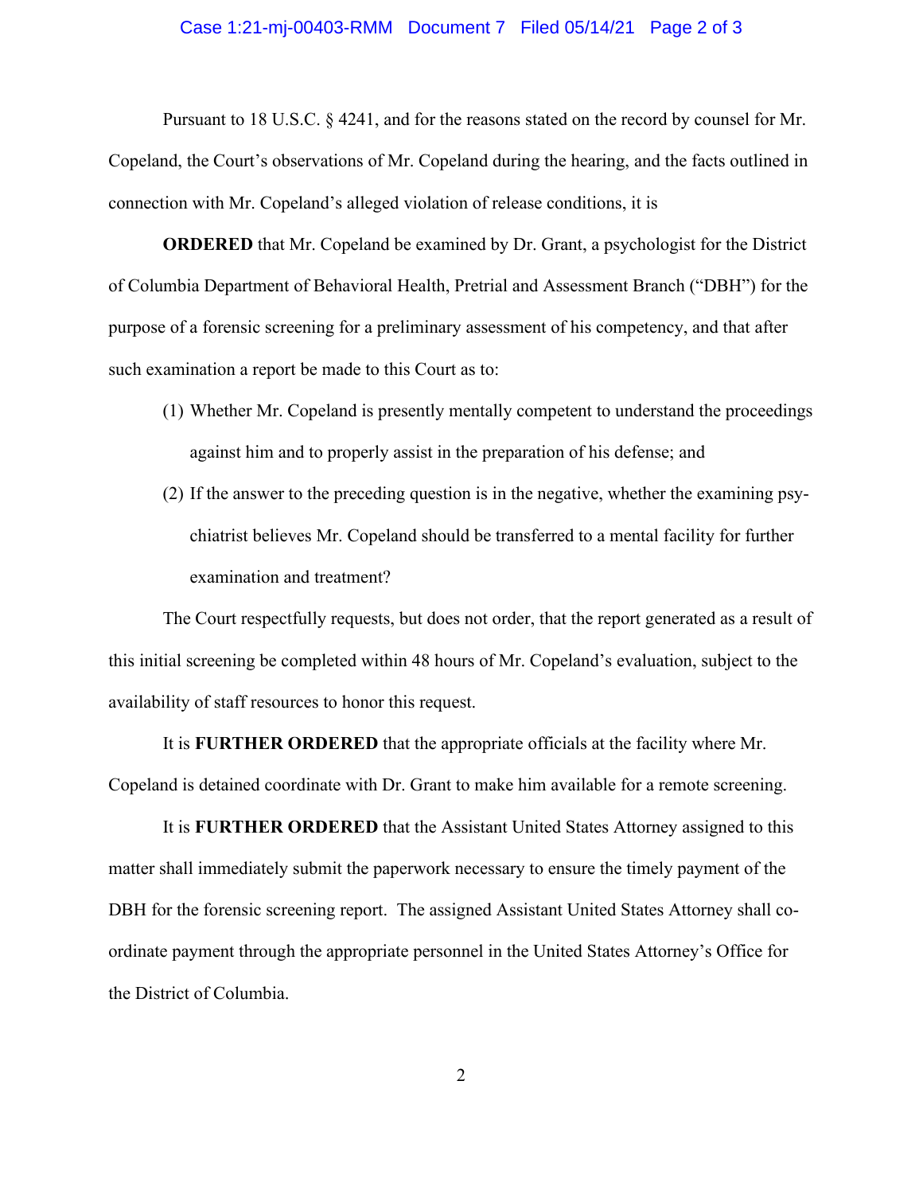Pursuant to 18 U.S.C. § 4241, and for the reasons stated on the record by counsel for Mr. Copeland, the Court's observations of Mr. Copeland during the hearing, and the facts outlined in connection with Mr. Copeland's alleged violation of release conditions, it is

**ORDERED** that Mr. Copeland be examined by Dr. Grant, a psychologist for the District of Columbia Department of Behavioral Health, Pretrial and Assessment Branch ("DBH") for the purpose of a forensic screening for a preliminary assessment of his competency, and that after such examination a report be made to this Court as to:

(1) Whether Mr. Copeland is presently mentally competent to understand the proceedings against him and to properly assist in the preparation of his defense; and

(2) If the answer to the preceding question is in the negative, whether the examining psychiatrist believes Mr. Copeland should be transferred to a mental facility for further examination and treatment?

The Court respectfully requests, but does not order, that the report generated as a result of this initial screening be completed within 48 hours of Mr. Copeland's evaluation, subject to the availability of staff resources to honor this request.

It is **FURTHER ORDERED** that the appropriate officials at the facility where Mr. Copeland is detained coordinate with Dr. Grant to make him available for a remote screening.

It is **FURTHER ORDERED** that the Assistant United States Attorney assigned to this matter shall immediately submit the paperwork necessary to ensure the timely payment of the DBH for the forensic screening report. The assigned Assistant United States Attorney shall coordinate payment through the appropriate personnel in the United States Attorney's Office for the District of Columbia.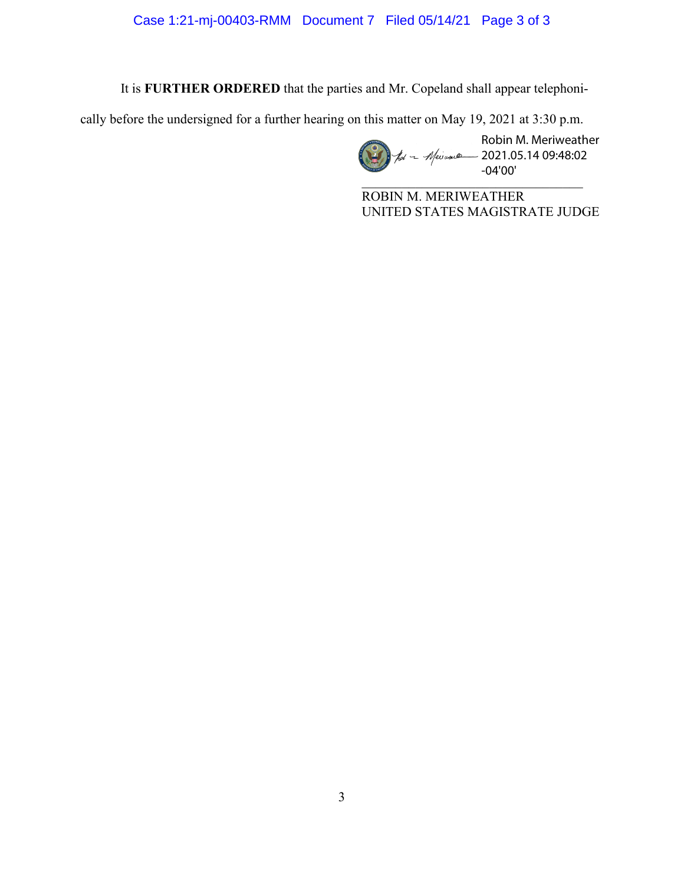It is **FURTHER ORDERED** that the parties and Mr. Copeland shall appear telephonically before the undersigned for a further hearing on this matter on May 19, 2021 at 3:30 p.m.

Robin M. Meriweather
2021.05.14 09:48:02
-04'00'

ROBIN M. MERIWEATHER
UNITED STATES MAGISTRATE JUDGE